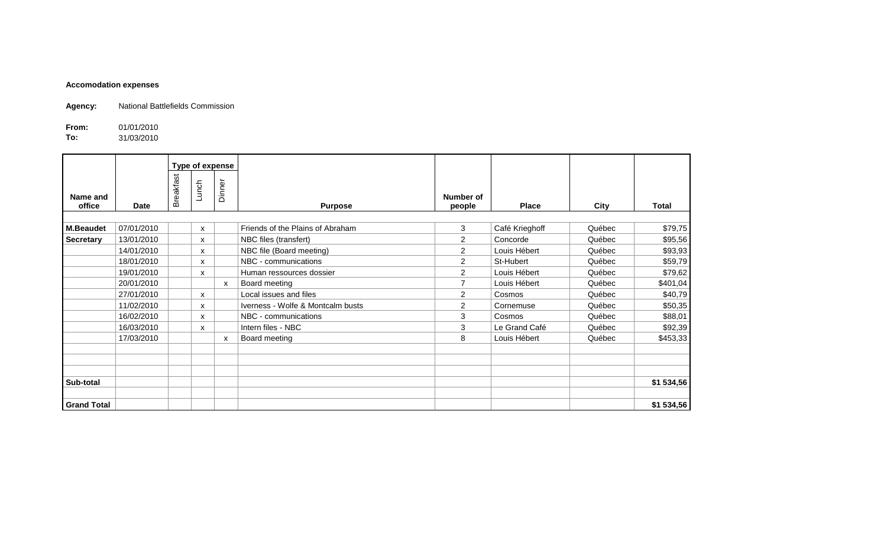**Accomodation expenses**

**Agency:** National Battlefields Commission

**From:** 01/01/2010
**To:** 31/03/2010

| Name and office | Date | Type of expense | | | Purpose | Number of people | Place | City | Total |
|---|---|---|---|---|---|---|---|---|---|
| | | Breakfast | Lunch | Dinner | | | | | |
| **M.Beaudet** | 07/01/2010 | | x | | Friends of the Plains of Abraham | 3 | Café Krieghoff | Québec | $79,75 |
| **Secretary** | 13/01/2010 | | x | | NBC files (transfert) | 2 | Concorde | Québec | $95,56 |
| | 14/01/2010 | | x | | NBC file (Board meeting) | 2 | Louis Hébert | Québec | $93,93 |
| | 18/01/2010 | | x | | NBC - communications | 2 | St-Hubert | Québec | $59,79 |
| | 19/01/2010 | | x | | Human ressources dossier | 2 | Louis Hébert | Québec | $79,62 |
| | 20/01/2010 | | | x | Board meeting | 7 | Louis Hébert | Québec | $401,04 |
| | 27/01/2010 | | x | | Local issues and files | 2 | Cosmos | Québec | $40,79 |
| | 11/02/2010 | | x | | Iverness - Wolfe & Montcalm busts | 2 | Cornemuse | Québec | $50,35 |
| | 16/02/2010 | | x | | NBC - communications | 3 | Cosmos | Québec | $88,01 |
| | 16/03/2010 | | x | | Intern files - NBC | 3 | Le Grand Café | Québec | $92,39 |
| | 17/03/2010 | | | x | Board meeting | 8 | Louis Hébert | Québec | $453,33 |
| **Sub-total** | | | | | | | | | **$1 534,56** |
| **Grand Total** | | | | | | | | | **$1 534,56** |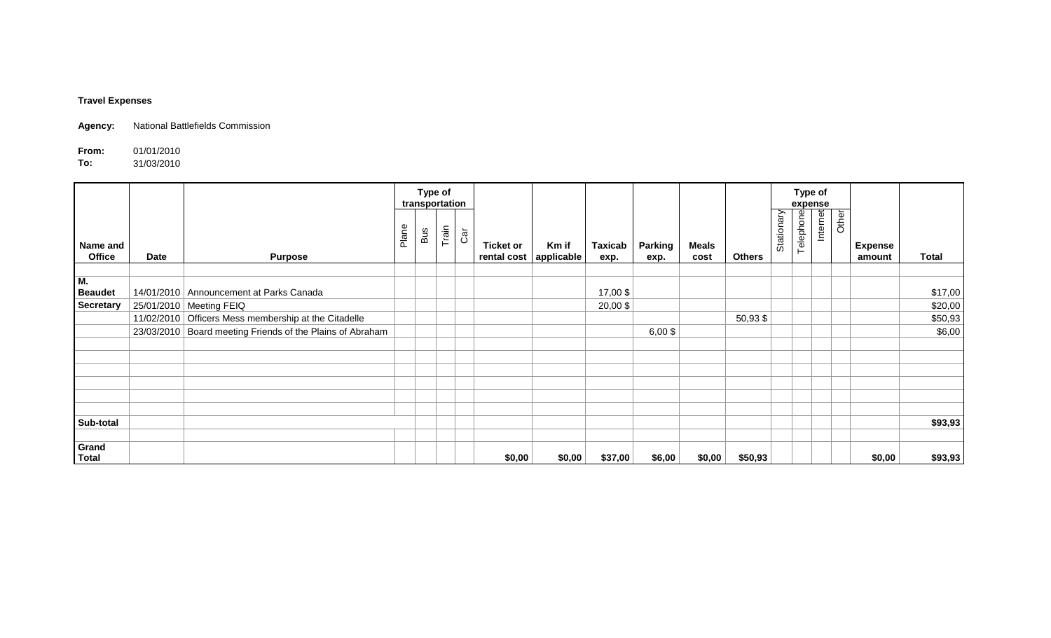**Travel Expenses**

**Agency:** National Battlefields Commission

**From:** 01/01/2010
**To:** 31/03/2010

| Name and Office | Date | Purpose | Type of transportation | | | | Ticket or rental cost | Km if applicable | Taxicab exp. | Parking exp. | Meals cost | Others | Type of expense | | | | Expense amount | Total |
|---|---|---|---|---|---|---|---|---|---|---|---|---|---|---|---|---|---|---|
| | | | Plane | Bus | Train | Car | | | | | | | Stationary | Telephone | Internet | Other | | |
| M. Beaudet | 14/01/2010 | Announcement at Parks Canada | | | | | | | 17,00 $ | | | | | | | | | $17,00 |
| Secretary | 25/01/2010 | Meeting FEIQ | | | | | | | 20,00 $ | | | | | | | | | $20,00 |
| | 11/02/2010 | Officers Mess membership at the Citadelle | | | | | | | | | | 50,93 $ | | | | | | $50,93 |
| | 23/03/2010 | Board meeting Friends of the Plains of Abraham | | | | | | | | 6,00 $ | | | | | | | | $6,00 |
| **Sub-total** | | | | | | | | | | | | | | | | | | **$93,93** |
| **Grand Total** | | | | | | | **$0,00** | **$0,00** | **$37,00** | **$6,00** | **$0,00** | **$50,93** | | | | | **$0,00** | **$93,93** |